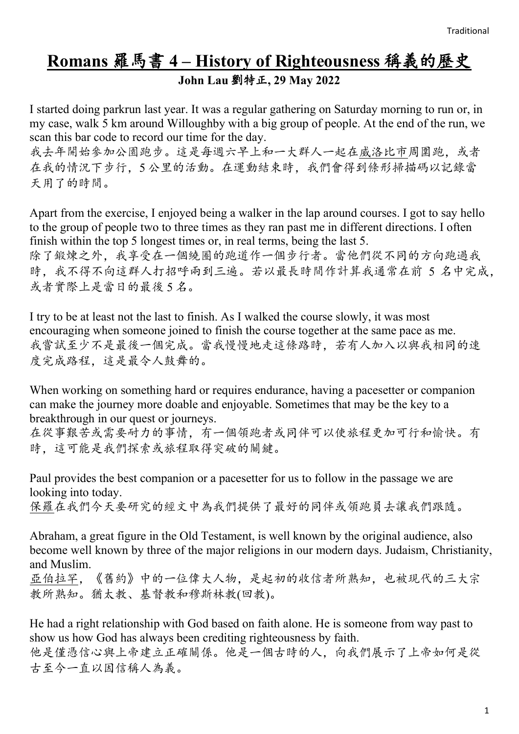# Romans 羅馬書 4 – History of Righteousness 稱義的歷史

**John Lau 劉特正, 29 May 2022**

I started doing parkrun last year. It was a regular gathering on Saturday morning to run or, in my case, walk 5 km around Willoughby with a big group of people. At the end of the run, we scan this bar code to record our time for the day.
我去年開始參加公園跑步。這是每週六早上和一大群人一起在威洛比市周圍跑，或者在我的情況下步行，5 公里的活動。在運動結束時，我們會得到條形掃描碼以記錄當天用了的時間。

Apart from the exercise, I enjoyed being a walker in the lap around courses. I got to say hello to the group of people two to three times as they ran past me in different directions. I often finish within the top 5 longest times or, in real terms, being the last 5.
除了鍛煉之外，我享受在一個繞圈的跑道作一個步行者。當他們從不同的方向跑過我時，我不得不向這群人打招呼兩到三遍。若以最長時間作計算我通常在前 5 名中完成，或者實際上是當日的最後 5 名。

I try to be at least not the last to finish. As I walked the course slowly, it was most encouraging when someone joined to finish the course together at the same pace as me.
我嘗試至少不是最後一個完成。當我慢慢地走這條路時，若有人加入以與我相同的速度完成路程，這是最令人鼓舞的。

When working on something hard or requires endurance, having a pacesetter or companion can make the journey more doable and enjoyable. Sometimes that may be the key to a breakthrough in our quest or journeys.
在從事艱苦或需要耐力的事情，有一個領跑者或同伴可以使旅程更加可行和愉快。有時，這可能是我們探索或旅程取得突破的關鍵。

Paul provides the best companion or a pacesetter for us to follow in the passage we are looking into today.
保羅在我們今天要研究的經文中為我們提供了最好的同伴或領跑員去讓我們跟隨。

Abraham, a great figure in the Old Testament, is well known by the original audience, also become well known by three of the major religions in our modern days. Judaism, Christianity, and Muslim.
亞伯拉罕，《舊約》中的一位偉大人物，是起初的收信者所熟知，也被現代的三大宗教所熟知。猶太教、基督教和穆斯林教(回教)。

He had a right relationship with God based on faith alone. He is someone from way past to show us how God has always been crediting righteousness by faith.
他是僅憑信心與上帝建立正確關係。他是一個古時的人，向我們展示了上帝如何是從古至今一直以因信稱人為義。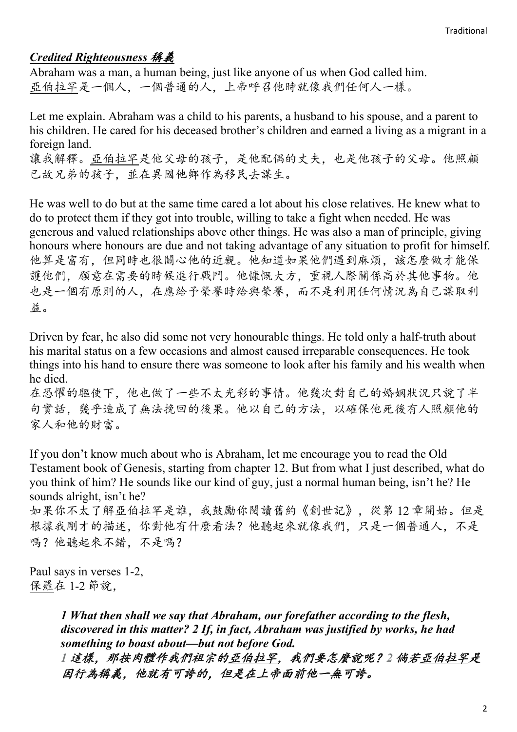## *Credited Righteousness 稱義*

Abraham was a man, a human being, just like anyone of us when God called him.
亞伯拉罕是一個人，一個普通的人，上帝呼召他時就像我們任何人一樣。

Let me explain. Abraham was a child to his parents, a husband to his spouse, and a parent to his children. He cared for his deceased brother's children and earned a living as a migrant in a foreign land.
讓我解釋。亞伯拉罕是他父母的孩子，是他配偶的丈夫，也是他孩子的父母。他照顧已故兄弟的孩子，並在異國他鄉作為移民去謀生。

He was well to do but at the same time cared a lot about his close relatives. He knew what to do to protect them if they got into trouble, willing to take a fight when needed. He was generous and valued relationships above other things. He was also a man of principle, giving honours where honours are due and not taking advantage of any situation to profit for himself.
他算是富有，但同時也很關心他的近親。他知道如果他們遇到麻煩，該怎麼做才能保護他們，願意在需要的時候進行戰鬥。他慷慨大方，重視人際關係高於其他事物。他也是一個有原則的人，在應給予榮譽時給與榮譽，而不是利用任何情況為自己謀取利益。

Driven by fear, he also did some not very honourable things. He told only a half-truth about his marital status on a few occasions and almost caused irreparable consequences. He took things into his hand to ensure there was someone to look after his family and his wealth when he died.
在恐懼的驅使下，他也做了一些不太光彩的事情。他幾次對自己的婚姻狀況只說了半句實話，幾乎造成了無法挽回的後果。他以自己的方法，以確保他死後有人照顧他的家人和他的財富。

If you don't know much about who is Abraham, let me encourage you to read the Old Testament book of Genesis, starting from chapter 12. But from what I just described, what do you think of him? He sounds like our kind of guy, just a normal human being, isn't he? He sounds alright, isn't he?
如果你不太了解亞伯拉罕是誰，我鼓勵你閱讀舊約《創世記》，從第 12 章開始。但是根據我剛才的描述，你對他有什麼看法？他聽起來就像我們，只是一個普通人，不是嗎？他聽起來不錯，不是嗎？

Paul says in verses 1-2,
保羅在 1-2 節說，

> ***1 What then shall we say that Abraham, our forefather according to the flesh, discovered in this matter? 2 If, in fact, Abraham was justified by works, he had something to boast about—but not before God.***
> ***1 這樣，那按肉體作我們祖宗的亞伯拉罕，我們要怎麼說呢？2 倘若亞伯拉罕是因行為稱義，他就有可誇的，但是在上帝面前他一無可誇。***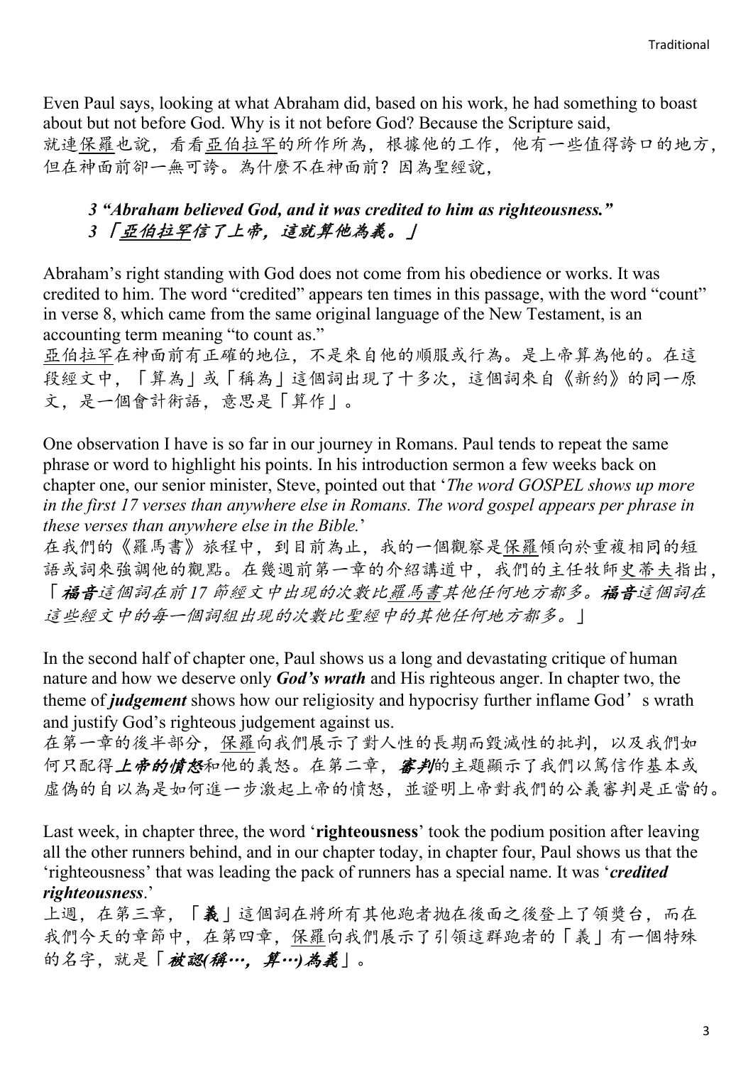Even Paul says, looking at what Abraham did, based on his work, he had something to boast about but not before God. Why is it not before God? Because the Scripture said,
就連保羅也說，看看亞伯拉罕的所作所為，根據他的工作，他有一些值得誇口的地方，但在神面前卻一無可誇。為什麼不在神面前？因為聖經說，

> ***3 "Abraham believed God, and it was credited to him as righteousness."***
> ***3 「亞伯拉罕信了上帝，這就算他為義。」***

Abraham's right standing with God does not come from his obedience or works. It was credited to him. The word "credited" appears ten times in this passage, with the word "count" in verse 8, which came from the same original language of the New Testament, is an accounting term meaning "to count as."
亞伯拉罕在神面前有正確的地位，不是來自他的順服或行為。是上帝算為他的。在這段經文中，「算為」或「稱為」這個詞出現了十多次，這個詞來自《新約》的同一原文，是一個會計術語，意思是「算作」。

One observation I have is so far in our journey in Romans. Paul tends to repeat the same phrase or word to highlight his points. In his introduction sermon a few weeks back on chapter one, our senior minister, Steve, pointed out that '*The word GOSPEL shows up more in the first 17 verses than anywhere else in Romans. The word gospel appears per phrase in these verses than anywhere else in the Bible.*'
在我們的《羅馬書》旅程中，到目前為止，我的一個觀察是保羅傾向於重複相同的短語或詞來強調他的觀點。在幾週前第一章的介紹講道中，我們的主任牧師史蒂夫指出，「***福音****這個詞在前 17 節經文中出現的次數比羅馬書其他任何地方都多。****福音****這個詞在這些經文中的每一個詞組出現的次數比聖經中的其他任何地方都多。*」

In the second half of chapter one, Paul shows us a long and devastating critique of human nature and how we deserve only ***God's wrath*** and His righteous anger. In chapter two, the theme of ***judgement*** shows how our religiosity and hypocrisy further inflame God's wrath and justify God's righteous judgement against us.
在第一章的後半部分，保羅向我們展示了對人性的長期而毀滅性的批判，以及我們如何只配得***上帝的憤怒***和他的義怒。在第二章，***審判***的主題顯示了我們以篤信作基本或虛偽的自以為是如何進一步激起上帝的憤怒，並證明上帝對我們的公義審判是正當的。

Last week, in chapter three, the word '**righteousness**' took the podium position after leaving all the other runners behind, and in our chapter today, in chapter four, Paul shows us that the 'righteousness' that was leading the pack of runners has a special name. It was '***credited righteousness***.'
上週，在第三章，「**義**」這個詞在將所有其他跑者拋在後面之後登上了領獎台，而在我們今天的章節中，在第四章，保羅向我們展示了引領這群跑者的「義」有一個特殊的名字，就是「***被認(稱…，算…)為義***」。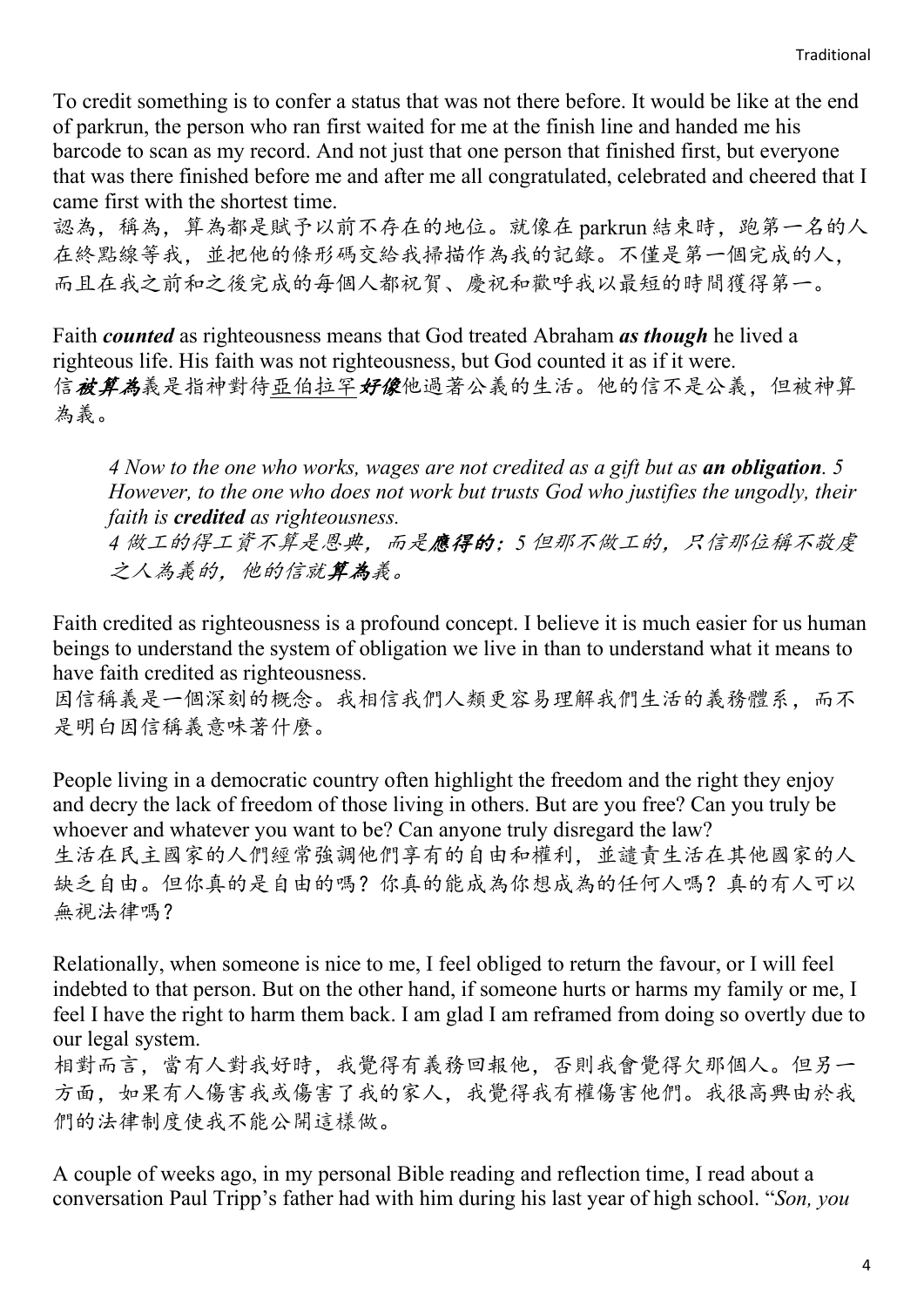To credit something is to confer a status that was not there before. It would be like at the end of parkrun, the person who ran first waited for me at the finish line and handed me his barcode to scan as my record. And not just that one person that finished first, but everyone that was there finished before me and after me all congratulated, celebrated and cheered that I came first with the shortest time.
認為，稱為，算為都是賦予以前不存在的地位。就像在 parkrun 結束時，跑第一名的人在終點線等我，並把他的條形碼交給我掃描作為我的記錄。不僅是第一個完成的人，而且在我之前和之後完成的每個人都祝賀、慶祝和歡呼我以最短的時間獲得第一。

Faith ***counted*** as righteousness means that God treated Abraham ***as though*** he lived a righteous life. His faith was not righteousness, but God counted it as if it were.
信***被算為***義是指神對待亞伯拉罕***好像***他過著公義的生活。他的信不是公義，但被神算為義。

> *4 Now to the one who works, wages are not credited as a gift but as **an obligation**. 5 However, to the one who does not work but trusts God who justifies the ungodly, their faith is **credited** as righteousness.*
> *4 做工的得工資不算是恩典，而是**應得的**；5 但那不做工的，只信那位稱不敬虔之人為義的，他的信就**算為**義。*

Faith credited as righteousness is a profound concept. I believe it is much easier for us human beings to understand the system of obligation we live in than to understand what it means to have faith credited as righteousness.
因信稱義是一個深刻的概念。我相信我們人類更容易理解我們生活的義務體系，而不是明白因信稱義意味著什麼。

People living in a democratic country often highlight the freedom and the right they enjoy and decry the lack of freedom of those living in others. But are you free? Can you truly be whoever and whatever you want to be? Can anyone truly disregard the law?
生活在民主國家的人們經常強調他們享有的自由和權利，並譴責生活在其他國家的人缺乏自由。但你真的是自由的嗎？你真的能成為你想成為的任何人嗎？真的有人可以無視法律嗎？

Relationally, when someone is nice to me, I feel obliged to return the favour, or I will feel indebted to that person. But on the other hand, if someone hurts or harms my family or me, I feel I have the right to harm them back. I am glad I am reframed from doing so overtly due to our legal system.
相對而言，當有人對我好時，我覺得有義務回報他，否則我會覺得欠那個人。但另一方面，如果有人傷害我或傷害了我的家人，我覺得我有權傷害他們。我很高興由於我們的法律制度使我不能公開這樣做。

A couple of weeks ago, in my personal Bible reading and reflection time, I read about a conversation Paul Tripp's father had with him during his last year of high school. "*Son, you*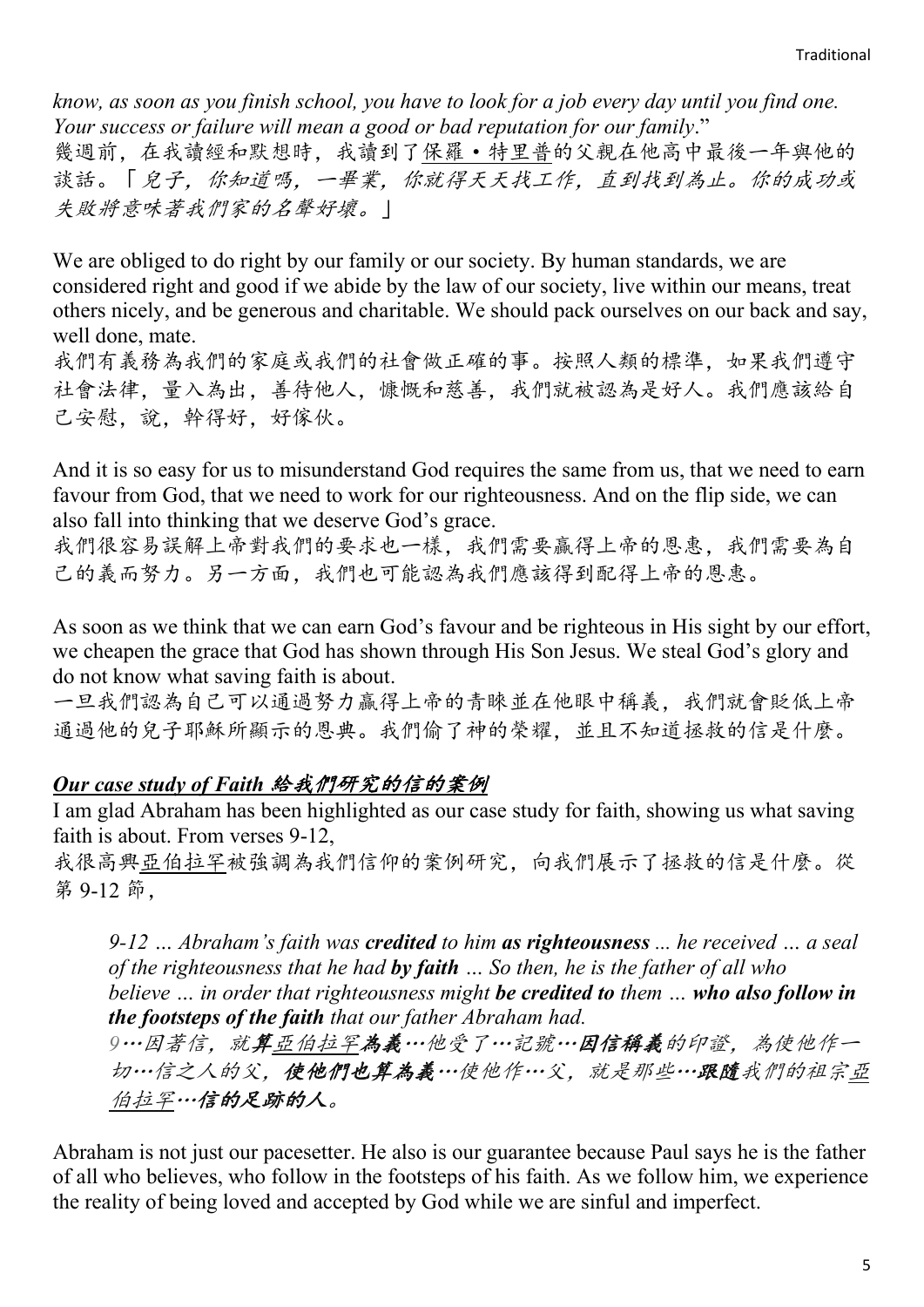*know, as soon as you finish school, you have to look for a job every day until you find one. Your success or failure will mean a good or bad reputation for our family*."

幾週前，在我讀經和默想時，我讀到了保羅・特里普的父親在他高中最後一年與他的談話。「*兒子，你知道嗎，一畢業，你就得天天找工作，直到找到為止。你的成功或失敗將意味著我們家的名聲好壞。*」

We are obliged to do right by our family or our society. By human standards, we are considered right and good if we abide by the law of our society, live within our means, treat others nicely, and be generous and charitable. We should pack ourselves on our back and say, well done, mate.

我們有義務為我們的家庭或我們的社會做正確的事。按照人類的標準，如果我們遵守社會法律，量入為出，善待他人，慷慨和慈善，我們就被認為是好人。我們應該給自己安慰，說，幹得好，好傢伙。

And it is so easy for us to misunderstand God requires the same from us, that we need to earn favour from God, that we need to work for our righteousness. And on the flip side, we can also fall into thinking that we deserve God's grace.

我們很容易誤解上帝對我們的要求也一樣，我們需要贏得上帝的恩惠，我們需要為自己的義而努力。另一方面，我們也可能認為我們應該得到配得上帝的恩惠。

As soon as we think that we can earn God's favour and be righteous in His sight by our effort, we cheapen the grace that God has shown through His Son Jesus. We steal God's glory and do not know what saving faith is about.

一旦我們認為自己可以通過努力贏得上帝的青睞並在他眼中稱義，我們就會貶低上帝通過他的兒子耶穌所顯示的恩典。我們偷了神的榮耀，並且不知道拯救的信是什麼。

### ***Our case study of Faith 給我們研究的信的案例***

I am glad Abraham has been highlighted as our case study for faith, showing us what saving faith is about. From verses 9-12,

我很高興亞伯拉罕被強調為我們信仰的案例研究，向我們展示了拯救的信是什麼。從第 9-12 節，

> *9-12 … Abraham's faith was **credited** to him **as righteousness** ... he received … a seal of the righteousness that he had **by faith** … So then, he is the father of all who believe … in order that righteousness might **be credited to** them … **who also follow in the footsteps of the faith** that our father Abraham had.*
>
> *9…因著信，就**算**亞伯拉罕**為義**…他受了…記號…**因信稱義**的印證，為使他作一切…信之人的父，**使他們也算為義**…使他作…父，就是那些…**跟隨**我們的祖宗亞伯拉罕…**信的足跡的人**。*

Abraham is not just our pacesetter. He also is our guarantee because Paul says he is the father of all who believes, who follow in the footsteps of his faith. As we follow him, we experience the reality of being loved and accepted by God while we are sinful and imperfect.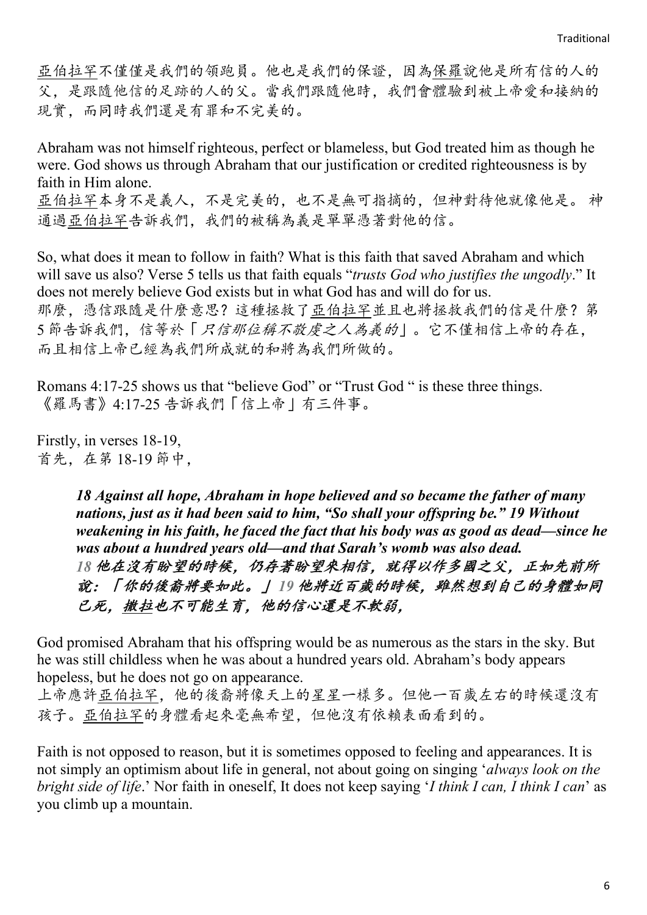亞伯拉罕不僅僅是我們的領跑員。他也是我們的保證，因為保羅說他是所有信的人的父，是跟隨他信的足跡的人的父。當我們跟隨他時，我們會體驗到被上帝愛和接納的現實，而同時我們還是有罪和不完美的。

Abraham was not himself righteous, perfect or blameless, but God treated him as though he were. God shows us through Abraham that our justification or credited righteousness is by faith in Him alone.
亞伯拉罕本身不是義人，不是完美的，也不是無可指摘的，但神對待他就像他是。 神通過亞伯拉罕告訴我們，我們的被稱為義是單單憑著對他的信。

So, what does it mean to follow in faith? What is this faith that saved Abraham and which will save us also? Verse 5 tells us that faith equals "*trusts God who justifies the ungodly*." It does not merely believe God exists but in what God has and will do for us.
那麼，憑信跟隨是什麼意思？這種拯救了亞伯拉罕並且也將拯救我們的信是什麼？第 5 節告訴我們，信等於「*只信那位稱不敬虔之人為義的*」。它不僅相信上帝的存在，而且相信上帝已經為我們所成就的和將為我們所做的。

Romans 4:17-25 shows us that "believe God" or "Trust God " is these three things.
《羅馬書》4:17-25 告訴我們「信上帝」有三件事。

Firstly, in verses 18-19,
首先，在第 18-19 節中，

> ***18 Against all hope, Abraham in hope believed and so became the father of many nations, just as it had been said to him, "So shall your offspring be." 19 Without weakening in his faith, he faced the fact that his body was as good as dead—since he was about a hundred years old—and that Sarah's womb was also dead.***
> ***18 他在沒有盼望的時候，仍存著盼望來相信，就得以作多國之父，正如先前所說：「你的後裔將要如此。」19 他將近百歲的時候，雖然想到自己的身體如同已死，撒拉也不可能生育，他的信心還是不軟弱，***

God promised Abraham that his offspring would be as numerous as the stars in the sky. But he was still childless when he was about a hundred years old. Abraham's body appears hopeless, but he does not go on appearance.
上帝應許亞伯拉罕，他的後裔將像天上的星星一樣多。但他一百歲左右的時候還沒有孩子。亞伯拉罕的身體看起來毫無希望，但他沒有依賴表面看到的。

Faith is not opposed to reason, but it is sometimes opposed to feeling and appearances. It is not simply an optimism about life in general, not about going on singing '*always look on the bright side of life*.' Nor faith in oneself, It does not keep saying '*I think I can, I think I can*' as you climb up a mountain.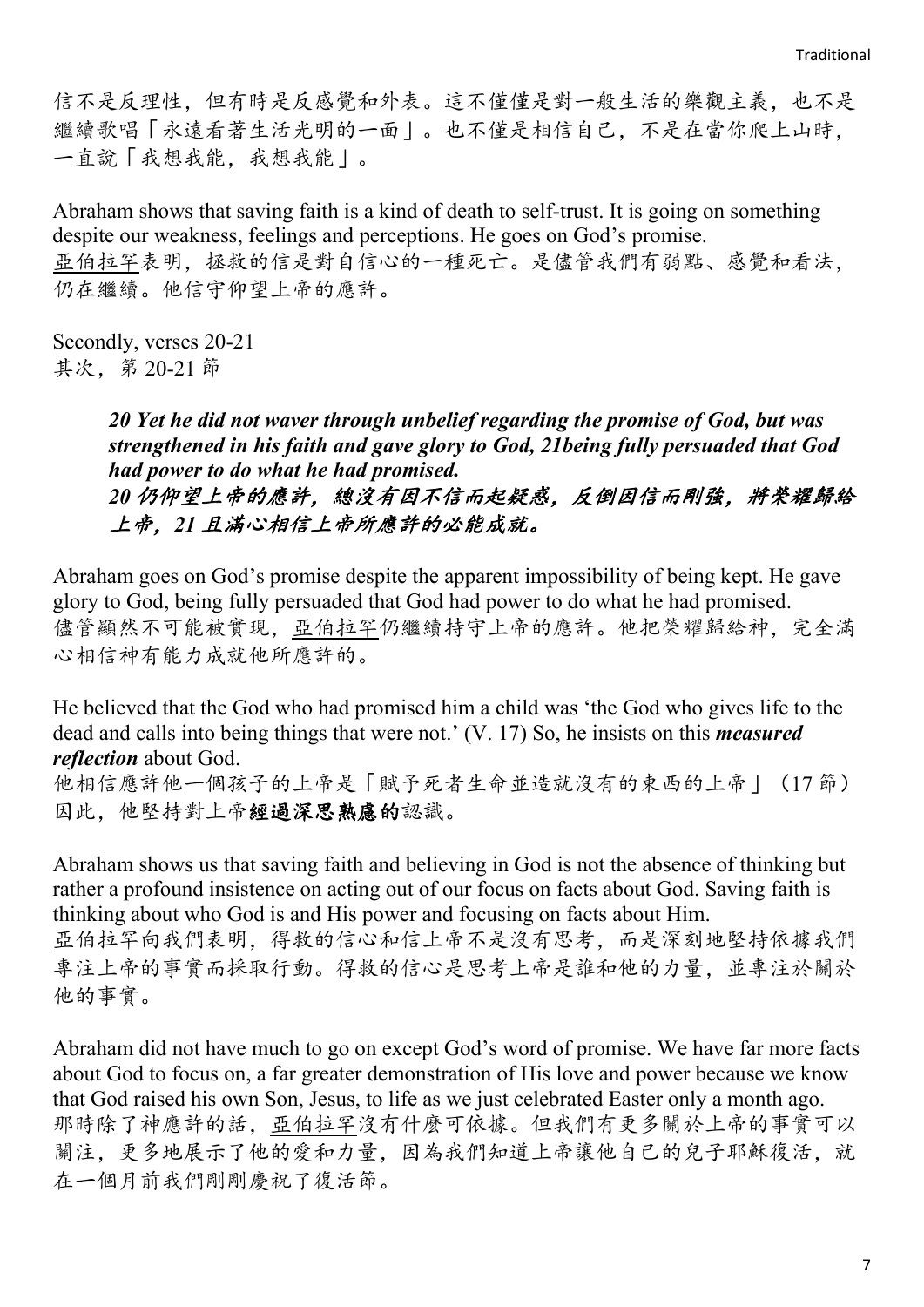信不是反理性，但有時是反感覺和外表。這不僅僅是對一般生活的樂觀主義，也不是繼續歌唱「永遠看著生活光明的一面」。也不僅是相信自己，不是在當你爬上山時，一直說「我想我能，我想我能」。

Abraham shows that saving faith is a kind of death to self-trust. It is going on something despite our weakness, feelings and perceptions. He goes on God's promise.
亞伯拉罕表明，拯救的信是對自信心的一種死亡。是儘管我們有弱點、感覺和看法，仍在繼續。他信守仰望上帝的應許。

Secondly, verses 20-21
其次，第 20-21 節

> ***20 Yet he did not waver through unbelief regarding the promise of God, but was strengthened in his faith and gave glory to God, 21being fully persuaded that God had power to do what he had promised.***
> ***20 仍仰望上帝的應許，總沒有因不信而起疑惑，反倒因信而剛強，將榮耀歸給上帝，21 且滿心相信上帝所應許的必能成就。***

Abraham goes on God's promise despite the apparent impossibility of being kept. He gave glory to God, being fully persuaded that God had power to do what he had promised.
儘管顯然不可能被實現，亞伯拉罕仍繼續持守上帝的應許。他把榮耀歸給神，完全滿心相信神有能力成就他所應許的。

He believed that the God who had promised him a child was 'the God who gives life to the dead and calls into being things that were not.' (V. 17) So, he insists on this ***measured reflection*** about God.
他相信應許他一個孩子的上帝是「賦予死者生命並造就沒有的東西的上帝」（17 節）因此，他堅持對上帝**經過深思熟慮的**認識。

Abraham shows us that saving faith and believing in God is not the absence of thinking but rather a profound insistence on acting out of our focus on facts about God. Saving faith is thinking about who God is and His power and focusing on facts about Him.
亞伯拉罕向我們表明，得救的信心和信上帝不是沒有思考，而是深刻地堅持依據我們專注上帝的事實而採取行動。得救的信心是思考上帝是誰和他的力量，並專注於關於他的事實。

Abraham did not have much to go on except God's word of promise. We have far more facts about God to focus on, a far greater demonstration of His love and power because we know that God raised his own Son, Jesus, to life as we just celebrated Easter only a month ago.
那時除了神應許的話，亞伯拉罕沒有什麼可依據。但我們有更多關於上帝的事實可以關注，更多地展示了他的愛和力量，因為我們知道上帝讓他自己的兒子耶穌復活，就在一個月前我們剛剛慶祝了復活節。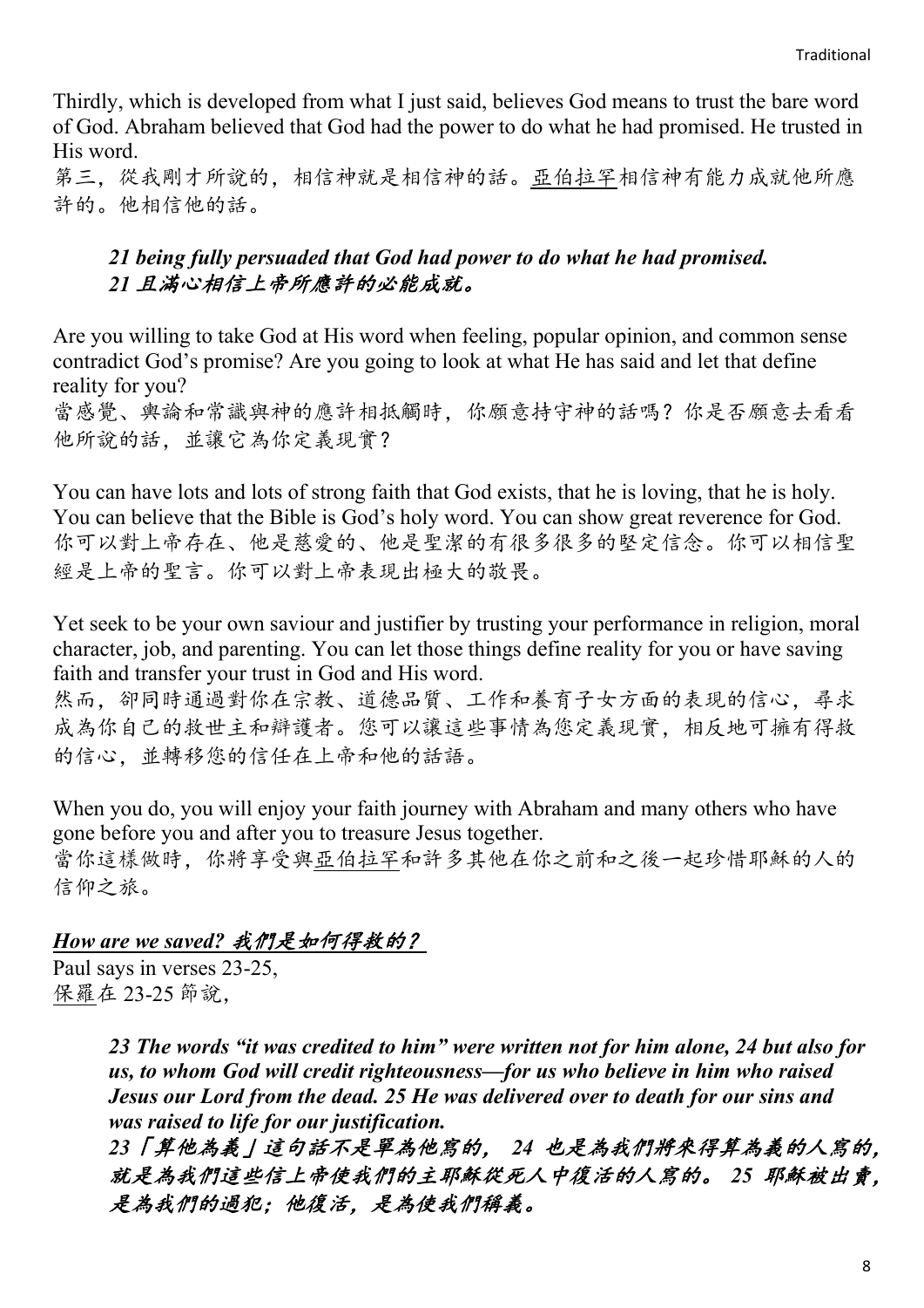Thirdly, which is developed from what I just said, believes God means to trust the bare word of God. Abraham believed that God had the power to do what he had promised. He trusted in His word.
第三，從我剛才所說的，相信神就是相信神的話。亞伯拉罕相信神有能力成就他所應許的。他相信他的話。

> ***21 being fully persuaded that God had power to do what he had promised.***
> ***21 且滿心相信上帝所應許的必能成就。***

Are you willing to take God at His word when feeling, popular opinion, and common sense contradict God's promise? Are you going to look at what He has said and let that define reality for you?
當感覺、輿論和常識與神的應許相抵觸時，你願意持守神的話嗎？你是否願意去看看他所說的話，並讓它為你定義現實？

You can have lots and lots of strong faith that God exists, that he is loving, that he is holy. You can believe that the Bible is God's holy word. You can show great reverence for God.
你可以對上帝存在、他是慈愛的、他是聖潔的有很多很多的堅定信念。你可以相信聖經是上帝的聖言。你可以對上帝表現出極大的敬畏。

Yet seek to be your own saviour and justifier by trusting your performance in religion, moral character, job, and parenting. You can let those things define reality for you or have saving faith and transfer your trust in God and His word.
然而，卻同時通過對你在宗教、道德品質、工作和養育子女方面的表現的信心，尋求成為你自己的救世主和辯護者。您可以讓這些事情為您定義現實，相反地可擁有得救的信心，並轉移您的信任在上帝和他的話語。

When you do, you will enjoy your faith journey with Abraham and many others who have gone before you and after you to treasure Jesus together.
當你這樣做時，你將享受與亞伯拉罕和許多其他在你之前和之後一起珍惜耶穌的人的信仰之旅。

***How are we saved? 我們是如何得救的？***

Paul says in verses 23-25,
保羅在 23-25 節說，

> ***23 The words "it was credited to him" were written not for him alone, 24 but also for us, to whom God will credit righteousness—for us who believe in him who raised Jesus our Lord from the dead. 25 He was delivered over to death for our sins and was raised to life for our justification.***
> ***23「算他為義」這句話不是單為他寫的， 24 也是為我們將來得算為義的人寫的，就是為我們這些信上帝使我們的主耶穌從死人中復活的人寫的。 25 耶穌被出賣，是為我們的過犯；他復活，是為使我們稱義。***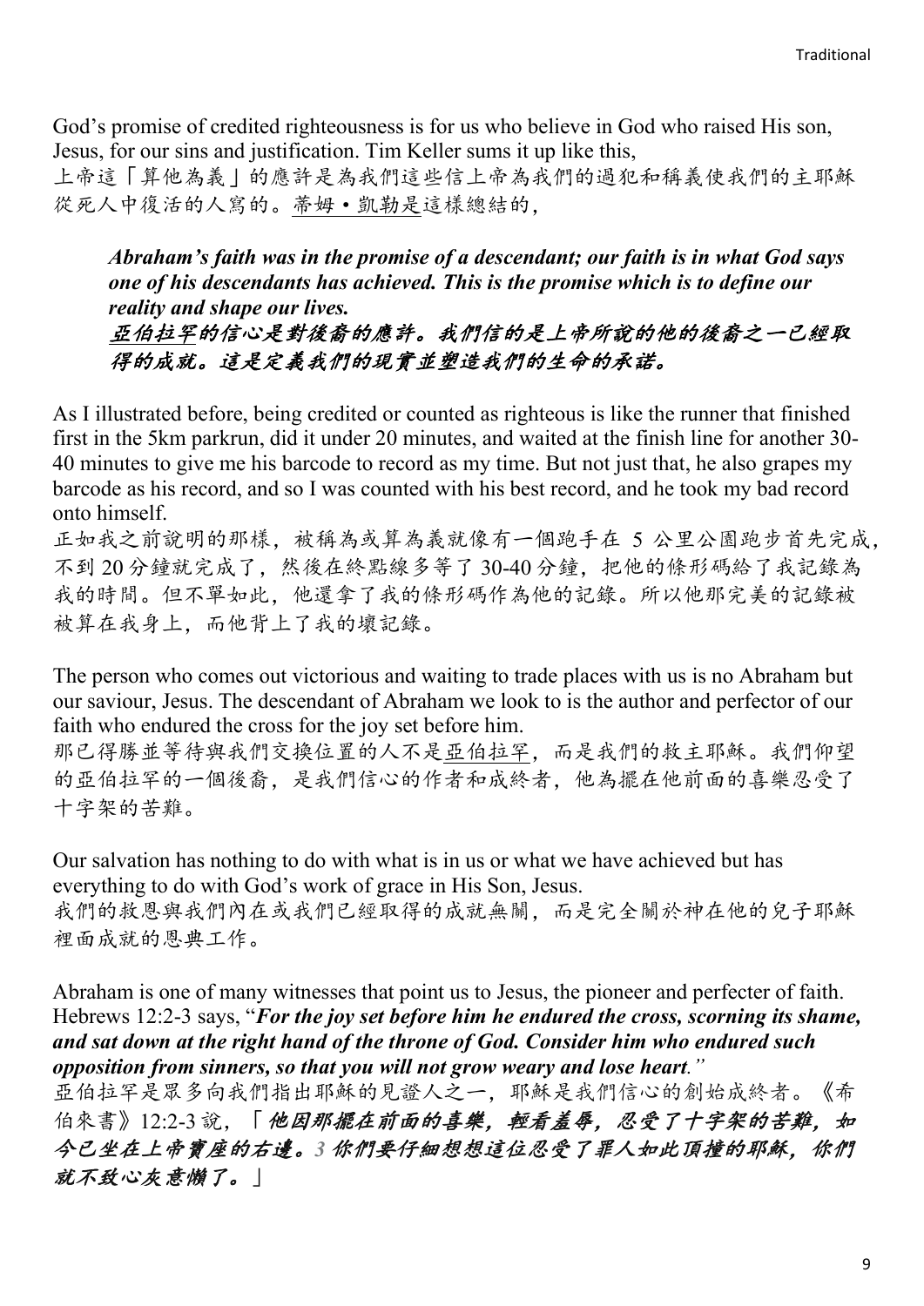God's promise of credited righteousness is for us who believe in God who raised His son, Jesus, for our sins and justification. Tim Keller sums it up like this,
上帝這「算他為義」的應許是為我們這些信上帝為我們的過犯和稱義使我們的主耶穌從死人中復活的人寫的。蒂姆•凱勒是這樣總結的,

> ***Abraham's faith was in the promise of a descendant; our faith is in what God says one of his descendants has achieved. This is the promise which is to define our reality and shape our lives.***
> ***亞伯拉罕的信心是對後裔的應許。我們信的是上帝所說的他的後裔之一已經取得的成就。這是定義我們的現實並塑造我們的生命的承諾。***

As I illustrated before, being credited or counted as righteous is like the runner that finished first in the 5km parkrun, did it under 20 minutes, and waited at the finish line for another 30-40 minutes to give me his barcode to record as my time. But not just that, he also grapes my barcode as his record, and so I was counted with his best record, and he took my bad record onto himself.
正如我之前說明的那樣，被稱為或算為義就像有一個跑手在 5 公里公園跑步首先完成，不到 20 分鐘就完成了，然後在終點線多等了 30-40 分鐘，把他的條形碼給了我記錄為我的時間。但不單如此，他還拿了我的條形碼作為他的記錄。所以他那完美的記錄被被算在我身上，而他背上了我的壞記錄。

The person who comes out victorious and waiting to trade places with us is no Abraham but our saviour, Jesus. The descendant of Abraham we look to is the author and perfector of our faith who endured the cross for the joy set before him.
那已得勝並等待與我們交換位置的人不是亞伯拉罕，而是我們的救主耶穌。我們仰望的亞伯拉罕的一個後裔，是我們信心的作者和成終者，他為擺在他前面的喜樂忍受了十字架的苦難。

Our salvation has nothing to do with what is in us or what we have achieved but has everything to do with God's work of grace in His Son, Jesus.
我們的救恩與我們內在或我們已經取得的成就無關，而是完全關於神在他的兒子耶穌裡面成就的恩典工作。

Abraham is one of many witnesses that point us to Jesus, the pioneer and perfecter of faith. Hebrews 12:2-3 says, "***For the joy set before him he endured the cross, scorning its shame, and sat down at the right hand of the throne of God. Consider him who endured such opposition from sinners, so that you will not grow weary and lose heart***."
亞伯拉罕是眾多向我們指出耶穌的見證人之一，耶穌是我們信心的創始成終者。《希伯來書》12:2-3 說，「***他因那擺在前面的喜樂，輕看羞辱，忍受了十字架的苦難，如今已坐在上帝寶座的右邊。3 你們要仔細想想這位忍受了罪人如此頂撞的耶穌，你們就不致心灰意懶了。***」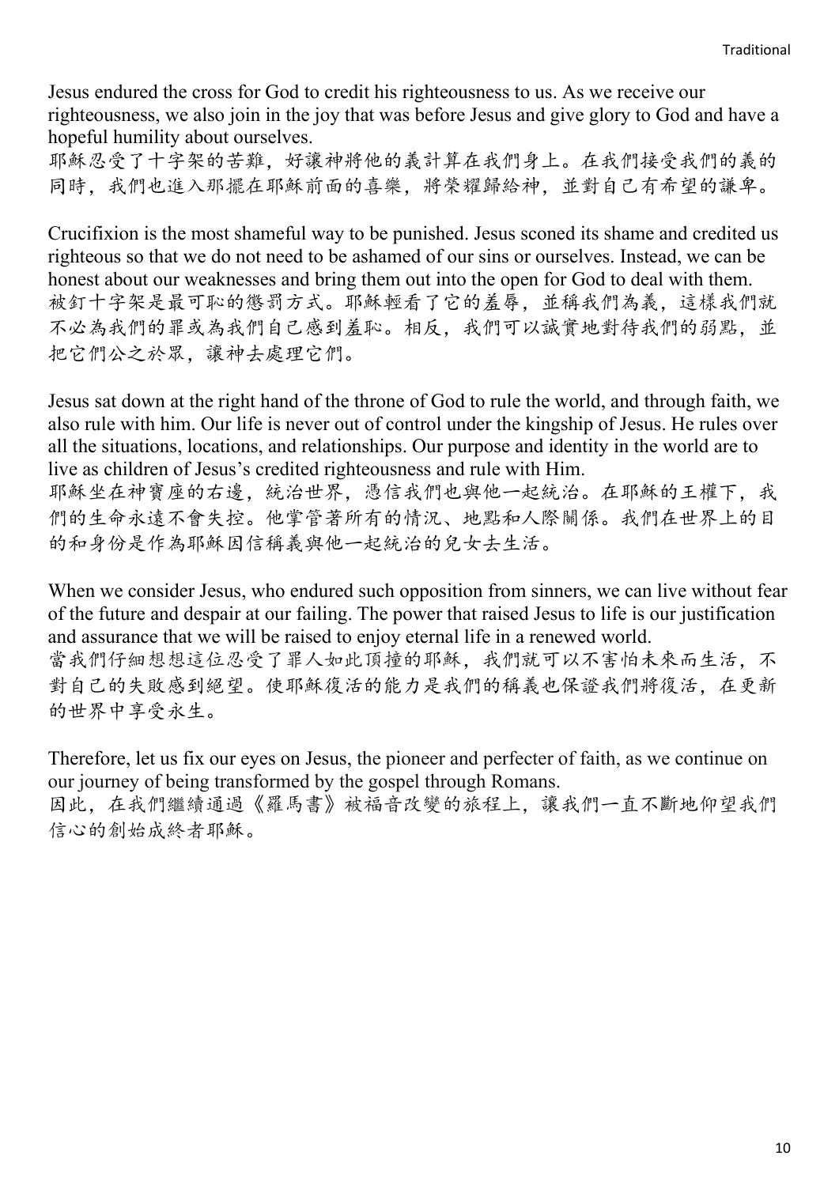Jesus endured the cross for God to credit his righteousness to us. As we receive our righteousness, we also join in the joy that was before Jesus and give glory to God and have a hopeful humility about ourselves.
耶穌忍受了十字架的苦難，好讓神將他的義計算在我們身上。在我們接受我們的義的同時，我們也進入那擺在耶穌前面的喜樂，將榮耀歸給神，並對自己有希望的謙卑。

Crucifixion is the most shameful way to be punished. Jesus sconed its shame and credited us righteous so that we do not need to be ashamed of our sins or ourselves. Instead, we can be honest about our weaknesses and bring them out into the open for God to deal with them.
被釘十字架是最可恥的懲罰方式。耶穌輕看了它的羞辱，並稱我們為義，這樣我們就不必為我們的罪或為我們自己感到羞恥。相反，我們可以誠實地對待我們的弱點，並把它們公之於眾，讓神去處理它們。

Jesus sat down at the right hand of the throne of God to rule the world, and through faith, we also rule with him. Our life is never out of control under the kingship of Jesus. He rules over all the situations, locations, and relationships. Our purpose and identity in the world are to live as children of Jesus's credited righteousness and rule with Him.
耶穌坐在神寶座的右邊，統治世界，憑信我們也與他一起統治。在耶穌的王權下，我們的生命永遠不會失控。他掌管著所有的情況、地點和人際關係。我們在世界上的目的和身份是作為耶穌因信稱義與他一起統治的兒女去生活。

When we consider Jesus, who endured such opposition from sinners, we can live without fear of the future and despair at our failing. The power that raised Jesus to life is our justification and assurance that we will be raised to enjoy eternal life in a renewed world.
當我們仔細想想這位忍受了罪人如此頂撞的耶穌，我們就可以不害怕未來而生活，不對自己的失敗感到絕望。使耶穌復活的能力是我們的稱義也保證我們將復活，在更新的世界中享受永生。

Therefore, let us fix our eyes on Jesus, the pioneer and perfecter of faith, as we continue on our journey of being transformed by the gospel through Romans.
因此，在我們繼續通過《羅馬書》被福音改變的旅程上，讓我們一直不斷地仰望我們信心的創始成終者耶穌。